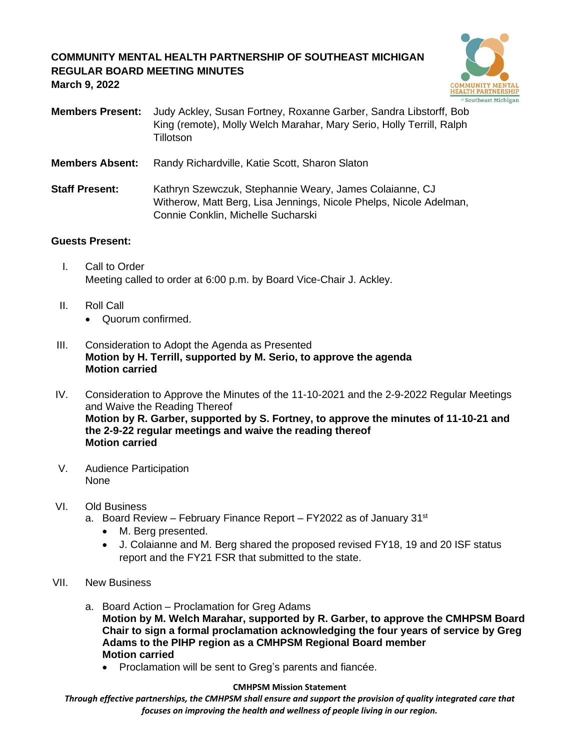# COMMUNITY MENTAL HEALTH PARTNERSHIP OF SOUTHEAST MICHIGAN
## REGULAR BOARD MEETING MINUTES
**March 9, 2022**

**Members Present:** Judy Ackley, Susan Fortney, Roxanne Garber, Sandra Libstorff, Bob King (remote), Molly Welch Marahar, Mary Serio, Holly Terrill, Ralph Tillotson

**Members Absent:** Randy Richardville, Katie Scott, Sharon Slaton

**Staff Present:** Kathryn Szewczuk, Stephannie Weary, James Colaianne, CJ Witherow, Matt Berg, Lisa Jennings, Nicole Phelps, Nicole Adelman, Connie Conklin, Michelle Sucharski

**Guests Present:**

I. Call to Order
Meeting called to order at 6:00 p.m. by Board Vice-Chair J. Ackley.

II. Roll Call
- Quorum confirmed.

III. Consideration to Adopt the Agenda as Presented
**Motion by H. Terrill, supported by M. Serio, to approve the agenda**
**Motion carried**

IV. Consideration to Approve the Minutes of the 11-10-2021 and the 2-9-2022 Regular Meetings and Waive the Reading Thereof
**Motion by R. Garber, supported by S. Fortney, to approve the minutes of 11-10-21 and the 2-9-22 regular meetings and waive the reading thereof**
**Motion carried**

V. Audience Participation
None

VI. Old Business
a. Board Review – February Finance Report – FY2022 as of January 31st
   - M. Berg presented.
   - J. Colaianne and M. Berg shared the proposed revised FY18, 19 and 20 ISF status report and the FY21 FSR that submitted to the state.

VII. New Business

a. Board Action – Proclamation for Greg Adams
**Motion by M. Welch Marahar, supported by R. Garber, to approve the CMHPSM Board Chair to sign a formal proclamation acknowledging the four years of service by Greg Adams to the PIHP region as a CMHPSM Regional Board member**
**Motion carried**
   - Proclamation will be sent to Greg's parents and fiancée.

**CMHPSM Mission Statement**

*Through effective partnerships, the CMHPSM shall ensure and support the provision of quality integrated care that focuses on improving the health and wellness of people living in our region.*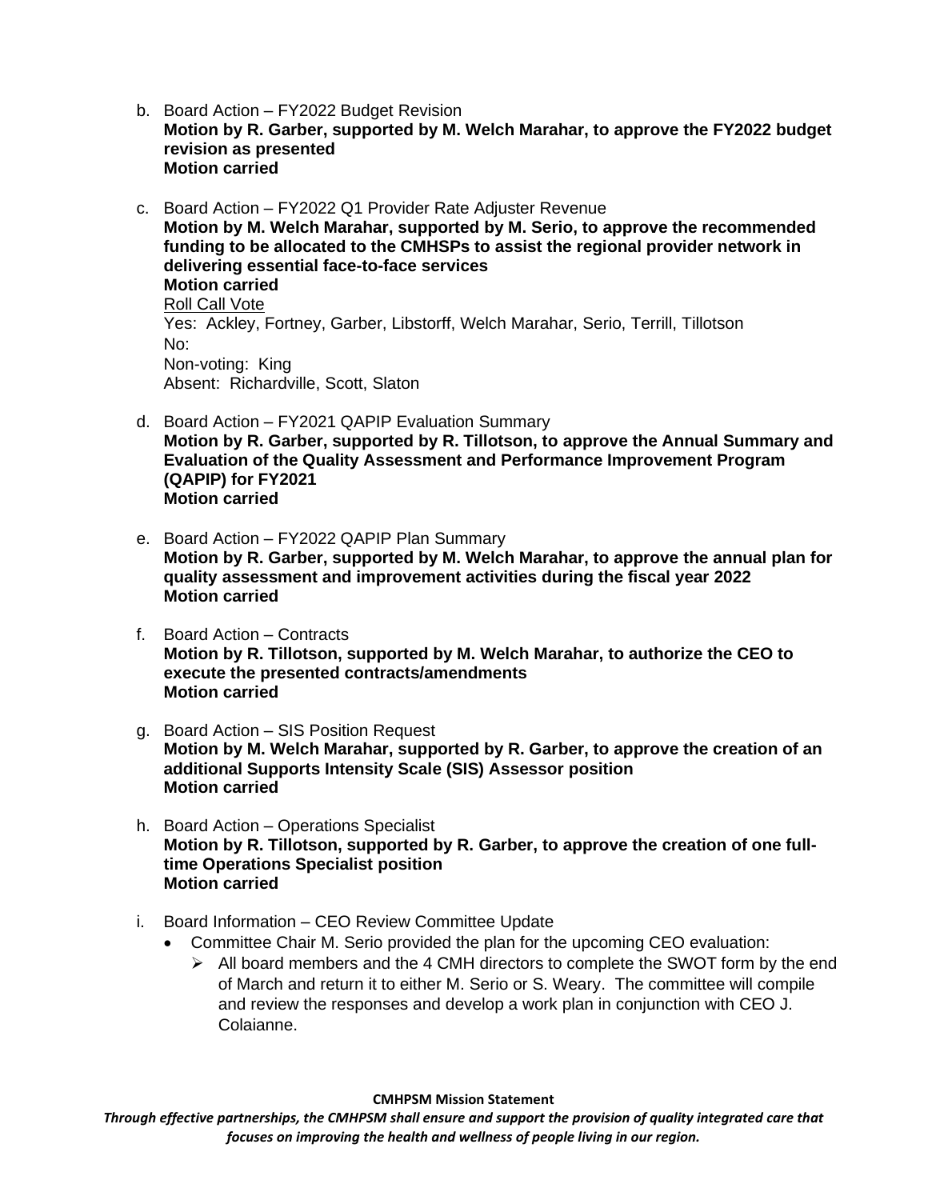b. Board Action – FY2022 Budget Revision
   **Motion by R. Garber, supported by M. Welch Marahar, to approve the FY2022 budget revision as presented**
   **Motion carried**

c. Board Action – FY2022 Q1 Provider Rate Adjuster Revenue
   **Motion by M. Welch Marahar, supported by M. Serio, to approve the recommended funding to be allocated to the CMHSPs to assist the regional provider network in delivering essential face-to-face services**
   **Motion carried**
   Roll Call Vote
   Yes: Ackley, Fortney, Garber, Libstorff, Welch Marahar, Serio, Terrill, Tillotson
   No:
   Non-voting: King
   Absent: Richardville, Scott, Slaton

d. Board Action – FY2021 QAPIP Evaluation Summary
   **Motion by R. Garber, supported by R. Tillotson, to approve the Annual Summary and Evaluation of the Quality Assessment and Performance Improvement Program (QAPIP) for FY2021**
   **Motion carried**

e. Board Action – FY2022 QAPIP Plan Summary
   **Motion by R. Garber, supported by M. Welch Marahar, to approve the annual plan for quality assessment and improvement activities during the fiscal year 2022**
   **Motion carried**

f. Board Action – Contracts
   **Motion by R. Tillotson, supported by M. Welch Marahar, to authorize the CEO to execute the presented contracts/amendments**
   **Motion carried**

g. Board Action – SIS Position Request
   **Motion by M. Welch Marahar, supported by R. Garber, to approve the creation of an additional Supports Intensity Scale (SIS) Assessor position**
   **Motion carried**

h. Board Action – Operations Specialist
   **Motion by R. Tillotson, supported by R. Garber, to approve the creation of one full-time Operations Specialist position**
   **Motion carried**

i. Board Information – CEO Review Committee Update
   - Committee Chair M. Serio provided the plan for the upcoming CEO evaluation:
     - All board members and the 4 CMH directors to complete the SWOT form by the end of March and return it to either M. Serio or S. Weary. The committee will compile and review the responses and develop a work plan in conjunction with CEO J. Colaianne.

**CMHPSM Mission Statement**

*Through effective partnerships, the CMHPSM shall ensure and support the provision of quality integrated care that focuses on improving the health and wellness of people living in our region.*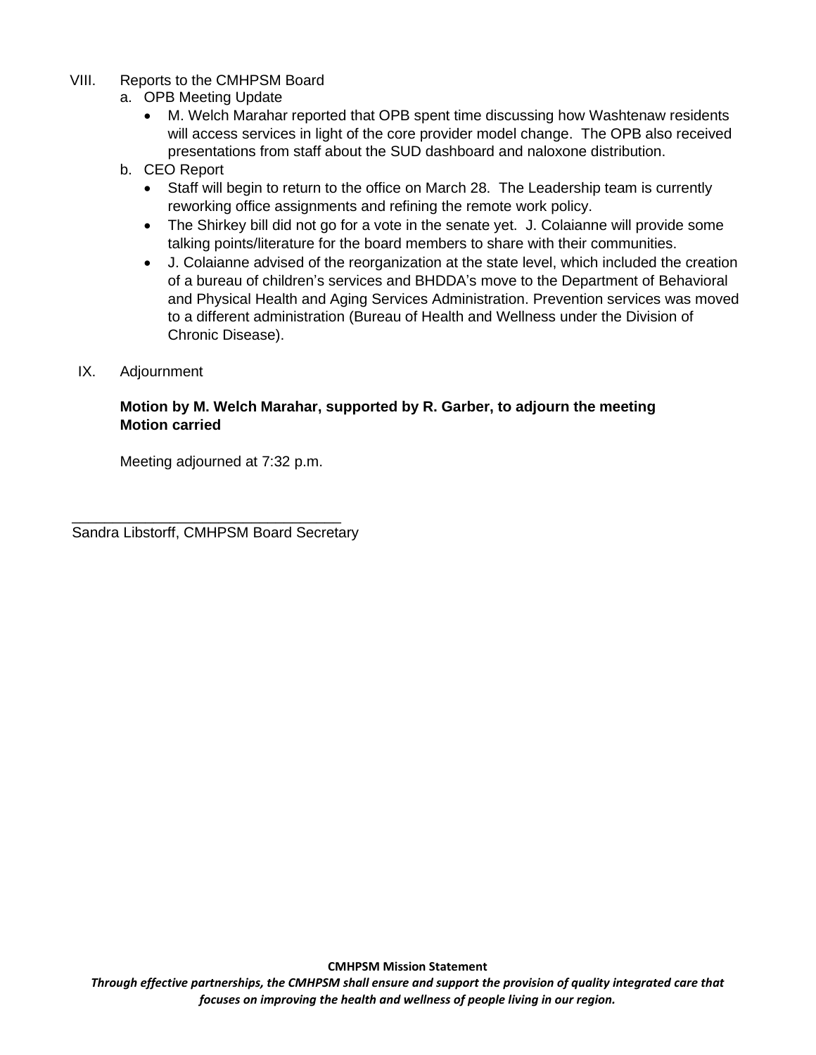VIII. Reports to the CMHPSM Board

a. OPB Meeting Update

- M. Welch Marahar reported that OPB spent time discussing how Washtenaw residents will access services in light of the core provider model change. The OPB also received presentations from staff about the SUD dashboard and naloxone distribution.

b. CEO Report

- Staff will begin to return to the office on March 28. The Leadership team is currently reworking office assignments and refining the remote work policy.
- The Shirkey bill did not go for a vote in the senate yet. J. Colaianne will provide some talking points/literature for the board members to share with their communities.
- J. Colaianne advised of the reorganization at the state level, which included the creation of a bureau of children's services and BHDDA's move to the Department of Behavioral and Physical Health and Aging Services Administration. Prevention services was moved to a different administration (Bureau of Health and Wellness under the Division of Chronic Disease).

IX. Adjournment

**Motion by M. Welch Marahar, supported by R. Garber, to adjourn the meeting**
**Motion carried**

Meeting adjourned at 7:32 p.m.

\_\_\_\_\_\_\_\_\_\_\_\_\_\_\_\_\_\_\_\_\_\_\_\_\_\_\_\_\_\_\_\_\_
Sandra Libstorff, CMHPSM Board Secretary

**CMHPSM Mission Statement**

***Through effective partnerships, the CMHPSM shall ensure and support the provision of quality integrated care that focuses on improving the health and wellness of people living in our region.***